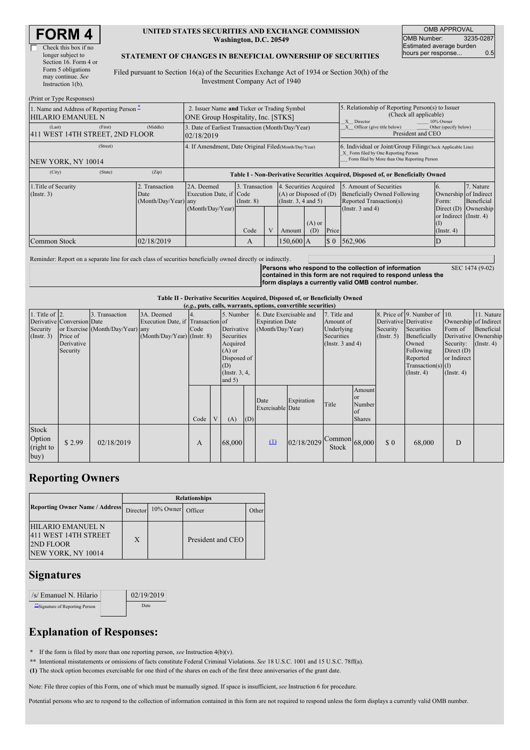# FORM 4

☐ Check this box if no longer subject to Section 16. Form 4 or Form 5 obligations may continue. *See* Instruction 1(b).

**UNITED STATES SECURITIES AND EXCHANGE COMMISSION**
**Washington, D.C. 20549**

**STATEMENT OF CHANGES IN BENEFICIAL OWNERSHIP OF SECURITIES**

Filed pursuant to Section 16(a) of the Securities Exchange Act of 1934 or Section 30(h) of the Investment Company Act of 1940

| OMB APPROVAL | |
|---|---|
| OMB Number: | 3235-0287 |
| Estimated average burden hours per response... | 0.5 |

(Print or Type Responses)

| 1. Name and Address of Reporting Person * | 2. Issuer Name **and** Ticker or Trading Symbol | 5. Relationship of Reporting Person(s) to Issuer (Check all applicable) |
|---|---|---|
| HILARIO EMANUEL N | ONE Group Hospitality, Inc. [STKS] | _X_ Director ___ 10% Owner _X_ Officer (give title below) ___ Other (specify below) President and CEO |
| (Last) (First) (Middle) 411 WEST 14TH STREET, 2ND FLOOR | 3. Date of Earliest Transaction (Month/Day/Year) 02/18/2019 | |
| (Street) NEW YORK, NY 10014 | 4. If Amendment, Date Original Filed (Month/Day/Year) | 6. Individual or Joint/Group Filing (Check Applicable Line) _X_ Form filed by One Reporting Person ___ Form filed by More than One Reporting Person |
| (City) (State) (Zip) | | |

**Table I - Non-Derivative Securities Acquired, Disposed of, or Beneficially Owned**

| 1.Title of Security (Instr. 3) | 2. Transaction Date (Month/Day/Year) | 2A. Deemed Execution Date, if any (Month/Day/Year) | 3. Transaction Code (Instr. 8) | | 4. Securities Acquired (A) or Disposed of (D) (Instr. 3, 4 and 5) | | | 5. Amount of Securities Beneficially Owned Following Reported Transaction(s) (Instr. 3 and 4) | 6. Ownership Form: Direct (D) or Indirect (I) (Instr. 4) | 7. Nature of Indirect Beneficial Ownership (Instr. 4) |
|---|---|---|---|---|---|---|---|---|---|---|
| | | | Code | V | Amount | (A) or (D) | Price | | | |
| Common Stock | 02/18/2019 | | A | | 150,600 | A | $ 0 | 562,906 | D | |

Reminder: Report on a separate line for each class of securities beneficially owned directly or indirectly.

**Persons who respond to the collection of information contained in this form are not required to respond unless the form displays a currently valid OMB control number.** SEC 1474 (9-02)

**Table II - Derivative Securities Acquired, Disposed of, or Beneficially Owned**
***(e.g., puts, calls, warrants, options, convertible securities)***

| 1. Title of Derivative Security (Instr. 3) | 2. Conversion or Exercise Price of Derivative Security | 3. Transaction Date (Month/Day/Year) | 3A. Deemed Execution Date, if any (Month/Day/Year) | 4. Transaction Code (Instr. 8) | | 5. Number of Derivative Securities Acquired (A) or Disposed of (D) (Instr. 3, 4, and 5) | | 6. Date Exercisable and Expiration Date (Month/Day/Year) | | 7. Title and Amount of Underlying Securities (Instr. 3 and 4) | | 8. Price of Derivative Security (Instr. 5) | 9. Number of Derivative Securities Beneficially Owned Following Reported Transaction(s) (Instr. 4) | 10. Ownership Form of Derivative Security: Direct (D) or Indirect (I) (Instr. 4) | 11. Nature of Indirect Beneficial Ownership (Instr. 4) |
|---|---|---|---|---|---|---|---|---|---|---|---|---|---|---|---|
| | | | | Code | V | (A) | (D) | Date Exercisable | Expiration Date | Title | Amount or Number of Shares | | | | |
| Stock Option (right to buy) | $ 2.99 | 02/18/2019 | | A | | 68,000 | | (1) | 02/18/2029 | Common Stock | 68,000 | $ 0 | 68,000 | D | |

## Reporting Owners

| Reporting Owner Name / Address | Relationships | | | |
|---|---|---|---|---|
| | Director | 10% Owner | Officer | Other |
| HILARIO EMANUEL N 411 WEST 14TH STREET 2ND FLOOR NEW YORK, NY 10014 | X | | President and CEO | |

## Signatures

| /s/ Emanuel N. Hilario | 02/19/2019 |
|---|---|
| **Signature of Reporting Person | Date |

## Explanation of Responses:

\* If the form is filed by more than one reporting person, *see* Instruction 4(b)(v).

\*\* Intentional misstatements or omissions of facts constitute Federal Criminal Violations. *See* 18 U.S.C. 1001 and 15 U.S.C. 78ff(a).

**(1)** The stock option becomes exercisable for one third of the shares on each of the first three anniversaries of the grant date.

Note: File three copies of this Form, one of which must be manually signed. If space is insufficient, *see* Instruction 6 for procedure.

Potential persons who are to respond to the collection of information contained in this form are not required to respond unless the form displays a currently valid OMB number.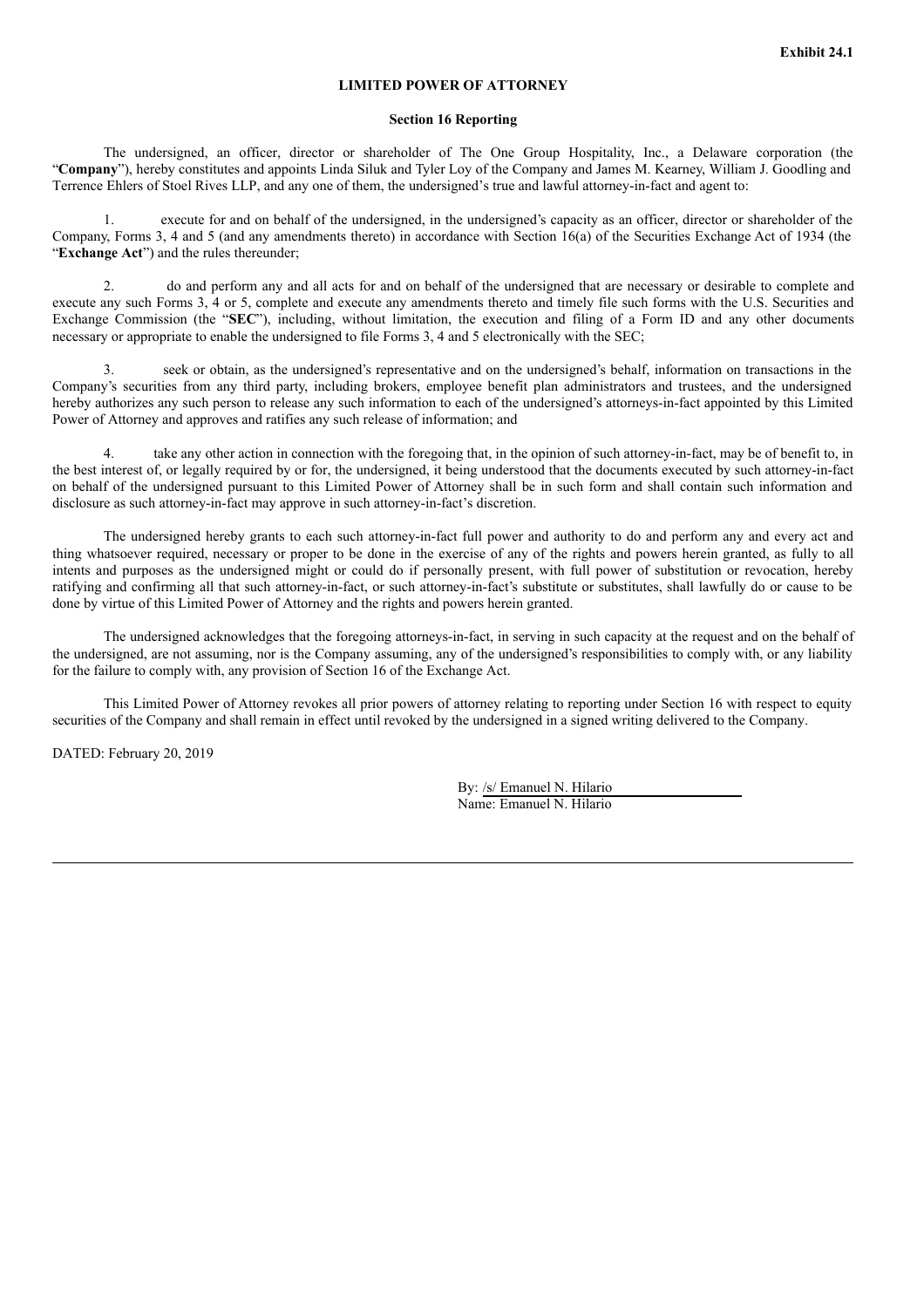**Exhibit 24.1**

# LIMITED POWER OF ATTORNEY

## Section 16 Reporting

The undersigned, an officer, director or shareholder of The One Group Hospitality, Inc., a Delaware corporation (the "**Company**"), hereby constitutes and appoints Linda Siluk and Tyler Loy of the Company and James M. Kearney, William J. Goodling and Terrence Ehlers of Stoel Rives LLP, and any one of them, the undersigned's true and lawful attorney-in-fact and agent to:

1. execute for and on behalf of the undersigned, in the undersigned's capacity as an officer, director or shareholder of the Company, Forms 3, 4 and 5 (and any amendments thereto) in accordance with Section 16(a) of the Securities Exchange Act of 1934 (the "**Exchange Act**") and the rules thereunder;

2. do and perform any and all acts for and on behalf of the undersigned that are necessary or desirable to complete and execute any such Forms 3, 4 or 5, complete and execute any amendments thereto and timely file such forms with the U.S. Securities and Exchange Commission (the "**SEC**"), including, without limitation, the execution and filing of a Form ID and any other documents necessary or appropriate to enable the undersigned to file Forms 3, 4 and 5 electronically with the SEC;

3. seek or obtain, as the undersigned's representative and on the undersigned's behalf, information on transactions in the Company's securities from any third party, including brokers, employee benefit plan administrators and trustees, and the undersigned hereby authorizes any such person to release any such information to each of the undersigned's attorneys-in-fact appointed by this Limited Power of Attorney and approves and ratifies any such release of information; and

4. take any other action in connection with the foregoing that, in the opinion of such attorney-in-fact, may be of benefit to, in the best interest of, or legally required by or for, the undersigned, it being understood that the documents executed by such attorney-in-fact on behalf of the undersigned pursuant to this Limited Power of Attorney shall be in such form and shall contain such information and disclosure as such attorney-in-fact may approve in such attorney-in-fact's discretion.

The undersigned hereby grants to each such attorney-in-fact full power and authority to do and perform any and every act and thing whatsoever required, necessary or proper to be done in the exercise of any of the rights and powers herein granted, as fully to all intents and purposes as the undersigned might or could do if personally present, with full power of substitution or revocation, hereby ratifying and confirming all that such attorney-in-fact, or such attorney-in-fact's substitute or substitutes, shall lawfully do or cause to be done by virtue of this Limited Power of Attorney and the rights and powers herein granted.

The undersigned acknowledges that the foregoing attorneys-in-fact, in serving in such capacity at the request and on the behalf of the undersigned, are not assuming, nor is the Company assuming, any of the undersigned's responsibilities to comply with, or any liability for the failure to comply with, any provision of Section 16 of the Exchange Act.

This Limited Power of Attorney revokes all prior powers of attorney relating to reporting under Section 16 with respect to equity securities of the Company and shall remain in effect until revoked by the undersigned in a signed writing delivered to the Company.

DATED: February 20, 2019

By: /s/ Emanuel N. Hilario
Name: Emanuel N. Hilario